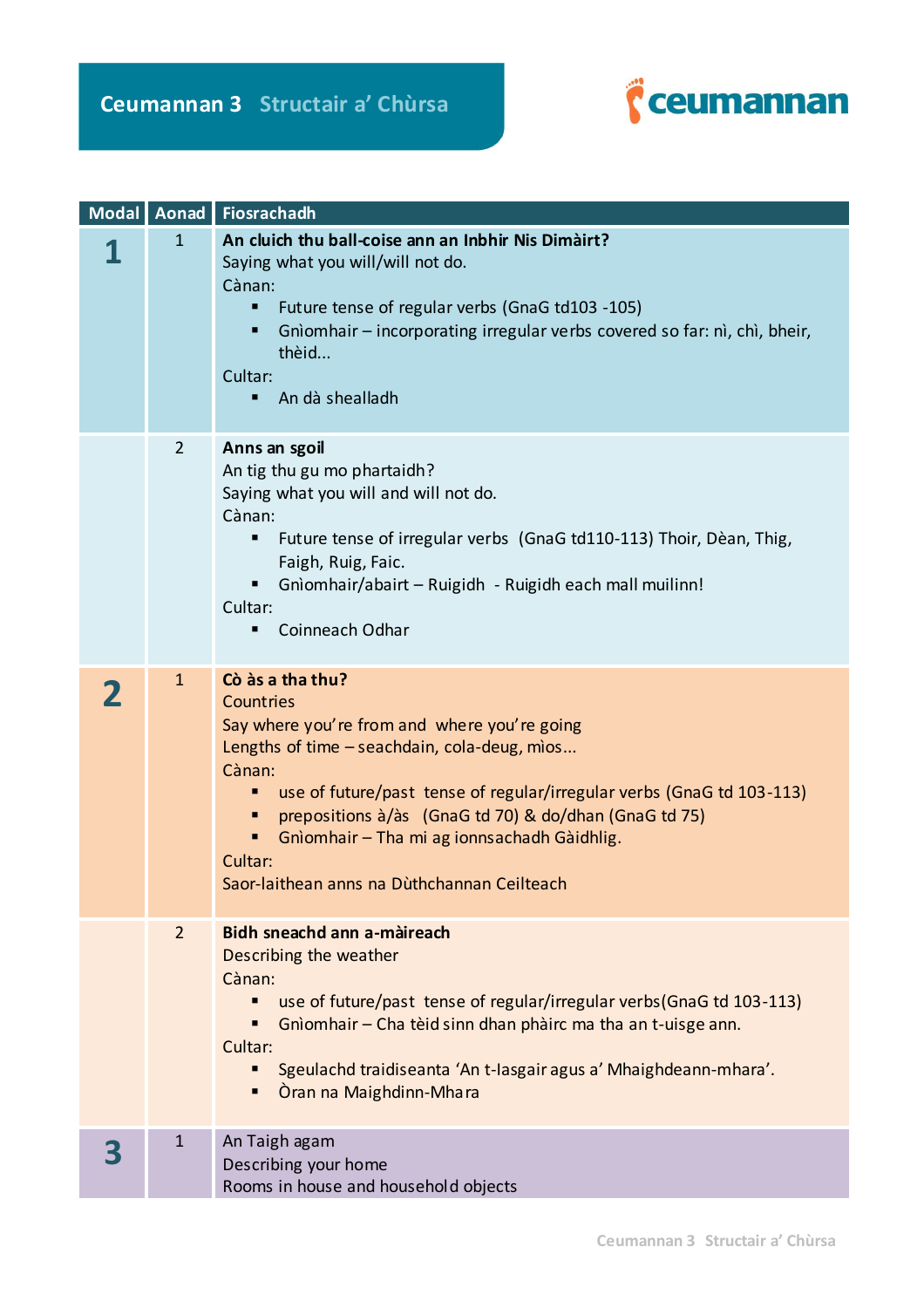# Ceumannan 3 Structair a' Chùrsa

ceumannan

| Modal | Aonad | Fiosrachadh |
|---|---|---|
| **1** | 1 | **An cluich thu ball-coise ann an Inbhir Nis Dimàirt?**<br>Saying what you will/will not do.<br>Cànan:<br>▪ Future tense of regular verbs (GnaG td103 -105)<br>▪ Gnìomhair – incorporating irregular verbs covered so far: nì, chì, bheir, thèid...<br>Cultar:<br>▪ An dà shealladh |
| | 2 | **Anns an sgoil**<br>An tig thu gu mo phartaidh?<br>Saying what you will and will not do.<br>Cànan:<br>▪ Future tense of irregular verbs (GnaG td110-113) Thoir, Dèan, Thig, Faigh, Ruig, Faic.<br>▪ Gnìomhair/abairt – Ruigidh - Ruigidh each mall muilinn!<br>Cultar:<br>▪ Coinneach Odhar |
| **2** | 1 | **Cò às a tha thu?**<br>Countries<br>Say where you're from and where you're going<br>Lengths of time – seachdain, cola-deug, mìos...<br>Cànan:<br>▪ use of future/past tense of regular/irregular verbs (GnaG td 103-113)<br>▪ prepositions à/às (GnaG td 70) & do/dhan (GnaG td 75)<br>▪ Gnìomhair – Tha mi ag ionnsachadh Gàidhlig.<br>Cultar:<br>Saor-laithean anns na Dùthchannan Ceilteach |
| | 2 | **Bidh sneachd ann a-màireach**<br>Describing the weather<br>Cànan:<br>▪ use of future/past tense of regular/irregular verbs(GnaG td 103-113)<br>▪ Gnìomhair – Cha tèid sinn dhan phàirc ma tha an t-uisge ann.<br>Cultar:<br>▪ Sgeulachd traidiseanta 'An t-Iasgair agus a' Mhaighdeann-mhara'.<br>▪ Òran na Maighdinn-Mhara |
| **3** | 1 | An Taigh agam<br>Describing your home<br>Rooms in house and household objects |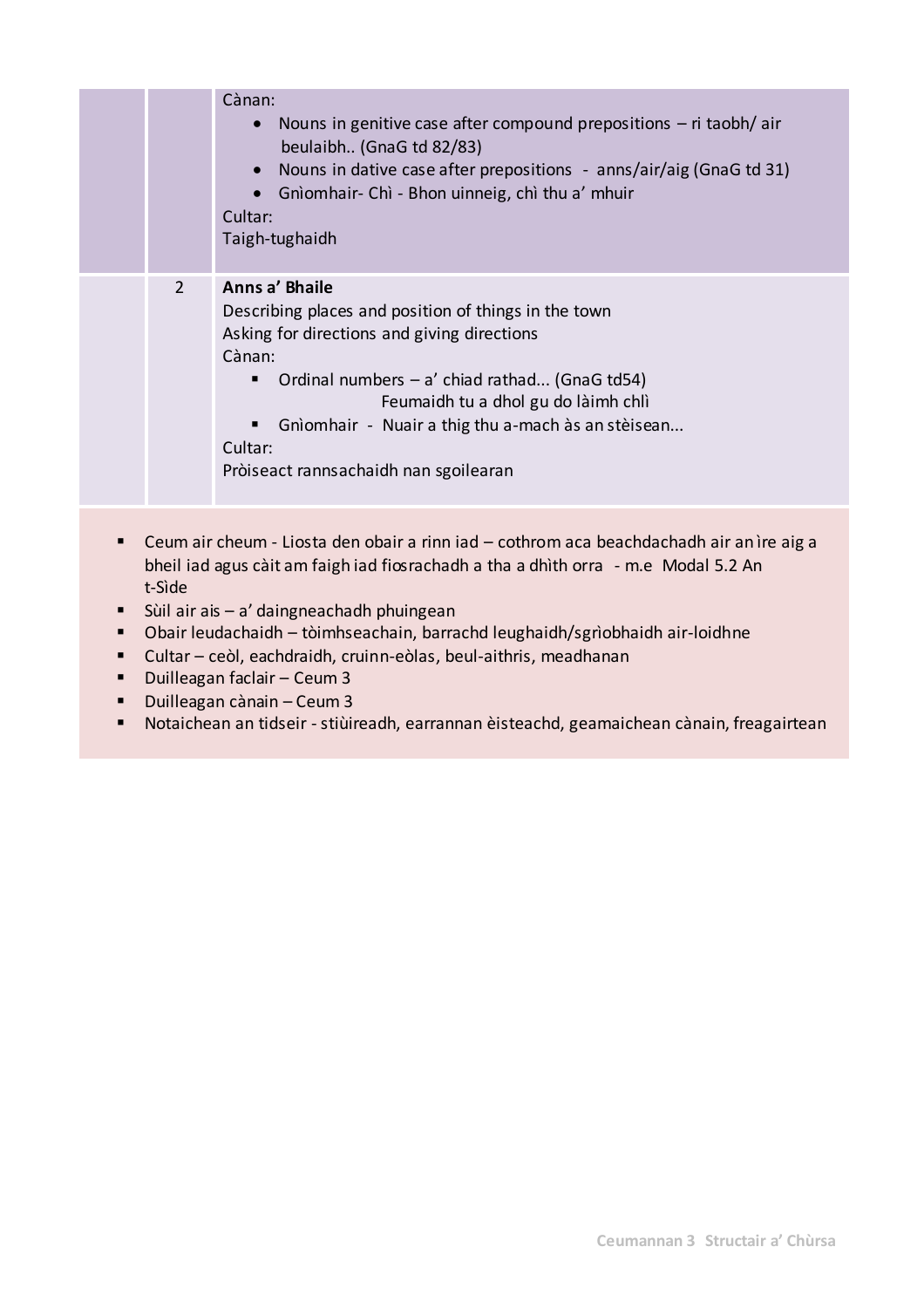| | | |
|---|---|---|
| | | Cànan:<br>• Nouns in genitive case after compound prepositions – ri taobh/ air beulaibh.. (GnaG td 82/83)<br>• Nouns in dative case after prepositions - anns/air/aig (GnaG td 31)<br>• Gnìomhair- Chì - Bhon uinneig, chì thu a' mhuir<br>Cultar:<br>Taigh-tughaidh |
| | 2 | **Anns a' Bhaile**<br>Describing places and position of things in the town<br>Asking for directions and giving directions<br>Cànan:<br>▪ Ordinal numbers – a' chiad rathad... (GnaG td54)<br>Feumaidh tu a dhol gu do làimh chlì<br>▪ Gnìomhair - Nuair a thig thu a-mach às an stèisean...<br>Cultar:<br>Pròiseact rannsachaidh nan sgoilearan |

- Ceum air cheum - Liosta den obair a rinn iad – cothrom aca beachdachadh air an ìre aig a bheil iad agus càit am faigh iad fiosrachadh a tha a dhìth orra - m.e Modal 5.2 An t-Sìde
- Sùil air ais – a' daingneachadh phuingean
- Obair leudachaidh – tòimhseachain, barrachd leughaidh/sgrìobhaidh air-loidhne
- Cultar – ceòl, eachdraidh, cruinn-eòlas, beul-aithris, meadhanan
- Duilleagan faclair – Ceum 3
- Duilleagan cànain – Ceum 3
- Notaichean an tidseir - stiùireadh, earrannan èisteachd, geamaichean cànain, freagairtean